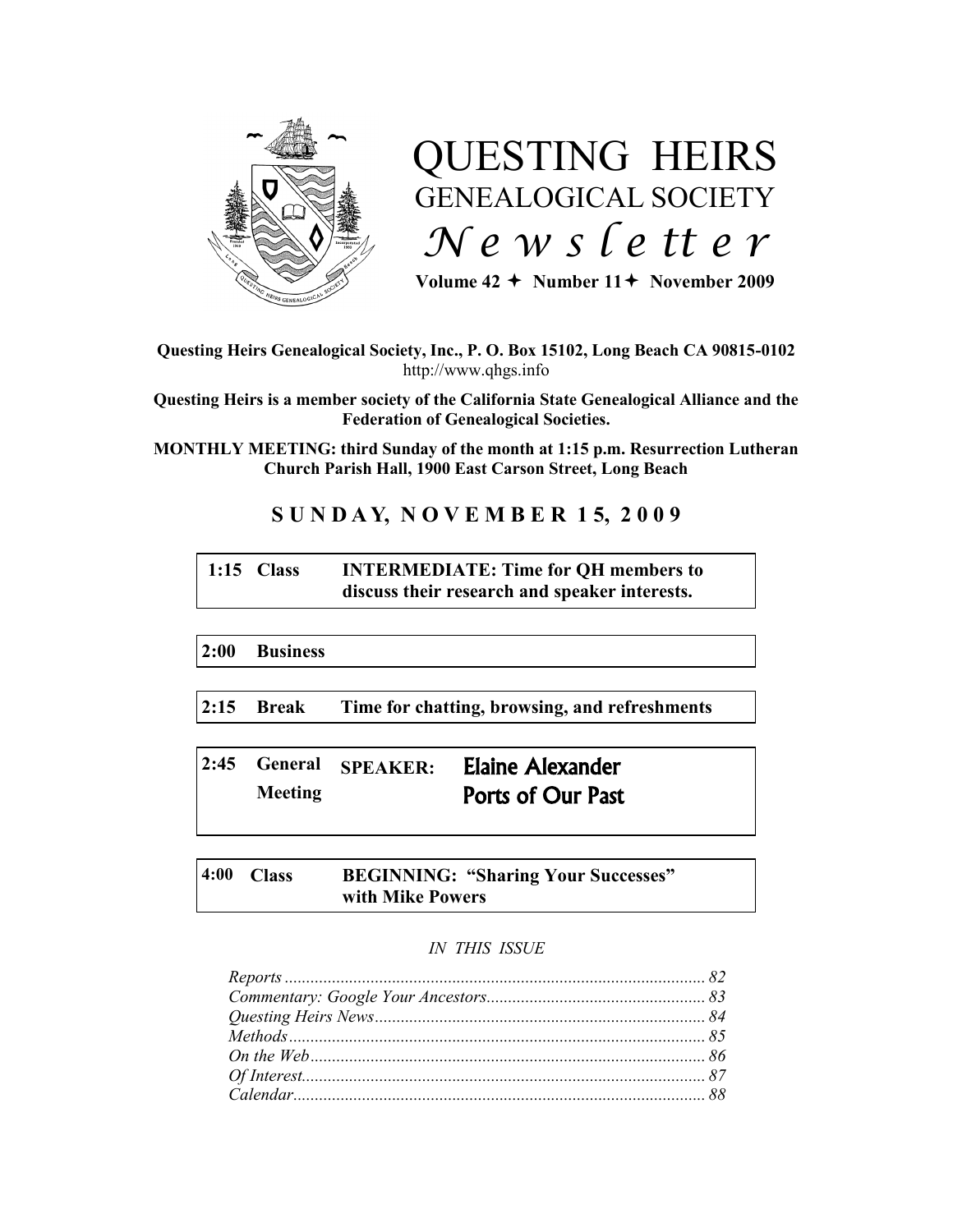# QUESTING HEIRS
## GENEALOGICAL SOCIETY
## *Newsletter*

**Volume 42 ✦ Number 11 ✦ November 2009**

**Questing Heirs Genealogical Society, Inc., P. O. Box 15102, Long Beach CA 90815-0102**
http://www.qhgs.info

**Questing Heirs is a member society of the California State Genealogical Alliance and the Federation of Genealogical Societies.**

**MONTHLY MEETING: third Sunday of the month at 1:15 p.m. Resurrection Lutheran Church Parish Hall, 1900 East Carson Street, Long Beach**

## SUNDAY, NOVEMBER 15, 2009

| | | |
|---|---|---|
| **1:15** | **Class** | **INTERMEDIATE: Time for QH members to discuss their research and speaker interests.** |
| **2:00** | **Business** | |
| **2:15** | **Break** | **Time for chatting, browsing, and refreshments** |
| **2:45** | **General Meeting** | **SPEAKER: Elaine Alexander — Ports of Our Past** |
| **4:00** | **Class** | **BEGINNING: "Sharing Your Successes" with Mike Powers** |

*IN THIS ISSUE*

*Reports* ........ *82*
*Commentary: Google Your Ancestors* ........ *83*
*Questing Heirs News* ........ *84*
*Methods* ........ *85*
*On the Web* ........ *86*
*Of Interest* ........ *87*
*Calendar* ........ *88*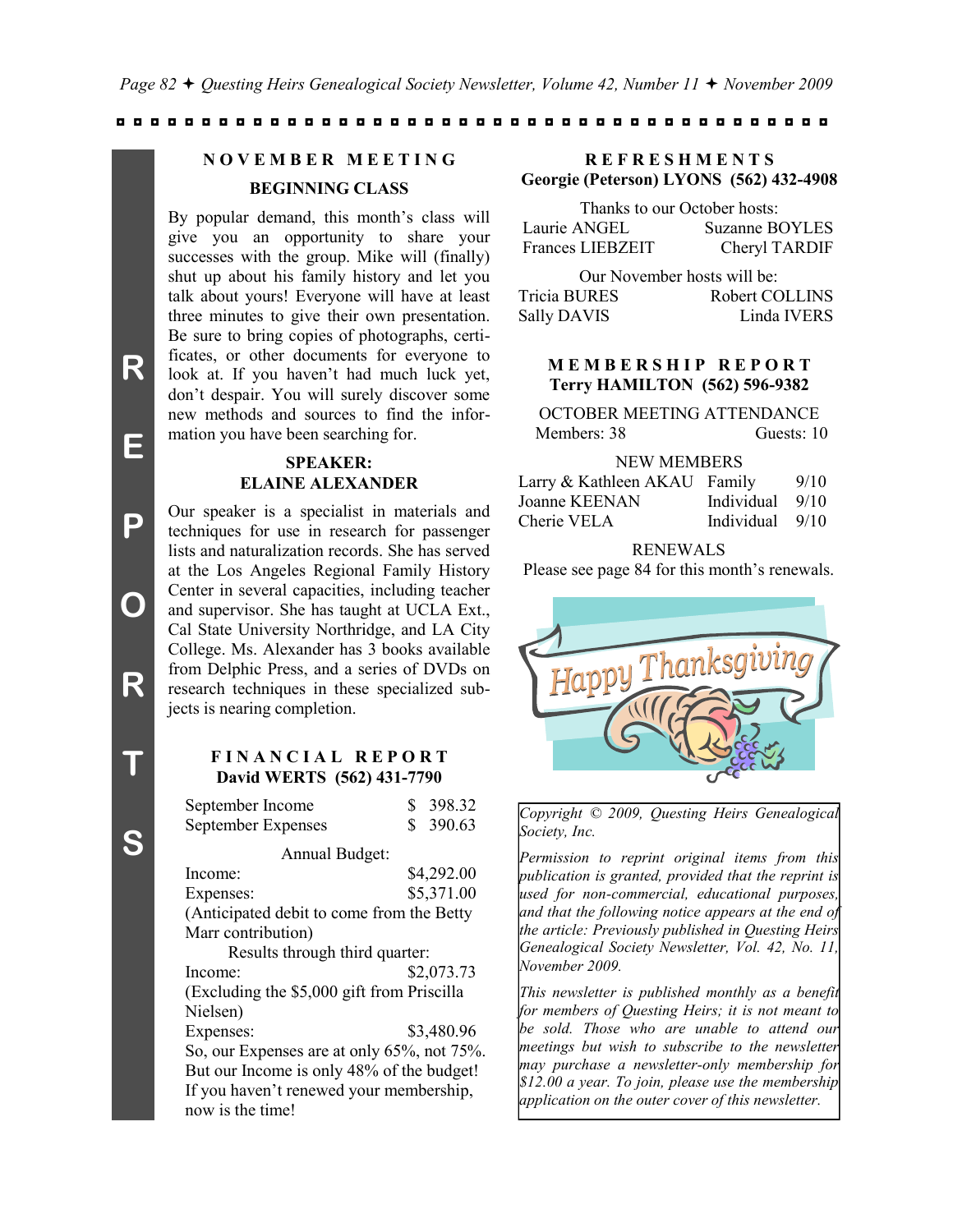## NOVEMBER MEETING

### BEGINNING CLASS

By popular demand, this month's class will give you an opportunity to share your successes with the group. Mike will (finally) shut up about his family history and let you talk about yours! Everyone will have at least three minutes to give their own presentation. Be sure to bring copies of photographs, certificates, or other documents for everyone to look at. If you haven't had much luck yet, don't despair. You will surely discover some new methods and sources to find the information you have been searching for.

### SPEAKER: ELAINE ALEXANDER

Our speaker is a specialist in materials and techniques for use in research for passenger lists and naturalization records. She has served at the Los Angeles Regional Family History Center in several capacities, including teacher and supervisor. She has taught at UCLA Ext., Cal State University Northridge, and LA City College. Ms. Alexander has 3 books available from Delphic Press, and a series of DVDs on research techniques in these specialized subjects is nearing completion.

## FINANCIAL REPORT

**David WERTS (562) 431-7790**

| | |
|---|---|
| September Income | $ 398.32 |
| September Expenses | $ 390.63 |

Annual Budget:

| | |
|---|---|
| Income: | $4,292.00 |
| Expenses: | $5,371.00 |

(Anticipated debit to come from the Betty Marr contribution)

Results through third quarter:

Income: $2,073.73

(Excluding the $5,000 gift from Priscilla Nielsen)

Expenses: $3,480.96

So, our Expenses are at only 65%, not 75%. But our Income is only 48% of the budget! If you haven't renewed your membership, now is the time!

## REFRESHMENTS

**Georgie (Peterson) LYONS (562) 432-4908**

Thanks to our October hosts:

Laurie ANGEL, Suzanne BOYLES, Frances LIEBZEIT, Cheryl TARDIF

Our November hosts will be:

Tricia BURES, Robert COLLINS, Sally DAVIS, Linda IVERS

## MEMBERSHIP REPORT

**Terry HAMILTON (562) 596-9382**

OCTOBER MEETING ATTENDANCE

Members: 38 Guests: 10

NEW MEMBERS

| | | |
|---|---|---|
| Larry & Kathleen AKAU | Family | 9/10 |
| Joanne KEENAN | Individual | 9/10 |
| Cherie VELA | Individual | 9/10 |

RENEWALS

Please see page 84 for this month's renewals.

*Copyright © 2009, Questing Heirs Genealogical Society, Inc.*

*Permission to reprint original items from this publication is granted, provided that the reprint is used for non-commercial, educational purposes, and that the following notice appears at the end of the article: Previously published in Questing Heirs Genealogical Society Newsletter, Vol. 42, No. 11, November 2009.*

*This newsletter is published monthly as a benefit for members of Questing Heirs; it is not meant to be sold. Those who are unable to attend our meetings but wish to subscribe to the newsletter may purchase a newsletter-only membership for $12.00 a year. To join, please use the membership application on the outer cover of this newsletter.*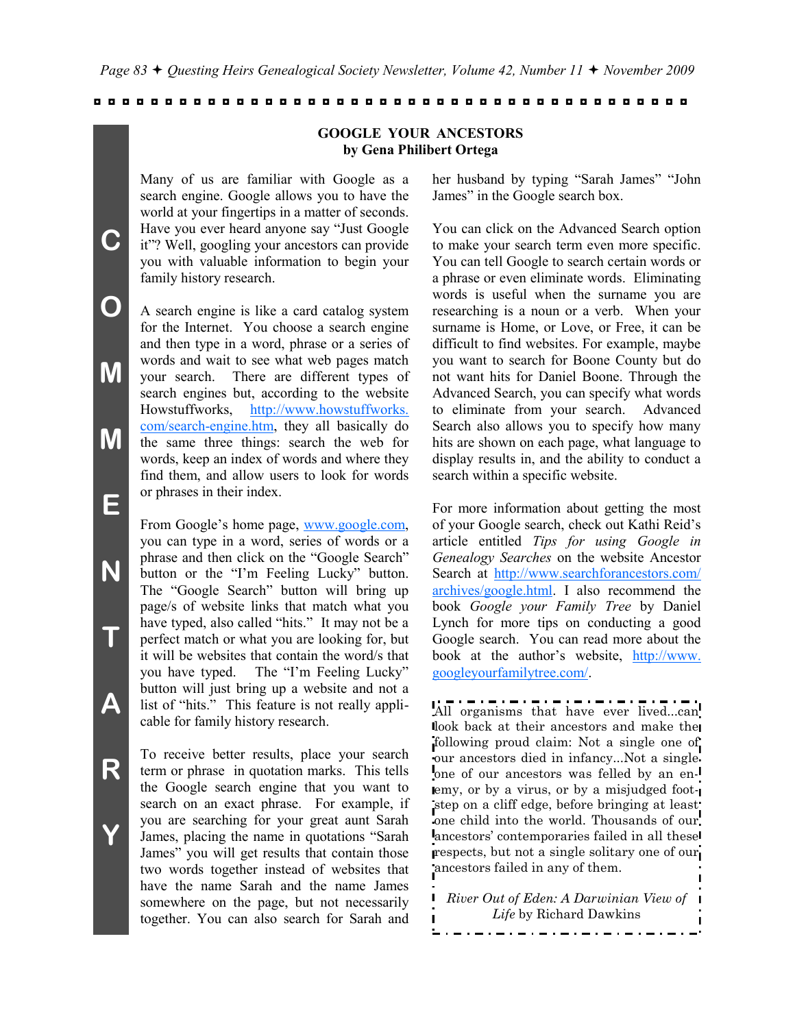## GOOGLE YOUR ANCESTORS
**by Gena Philibert Ortega**

Many of us are familiar with Google as a search engine. Google allows you to have the world at your fingertips in a matter of seconds. Have you ever heard anyone say "Just Google it"? Well, googling your ancestors can provide you with valuable information to begin your family history research.

A search engine is like a card catalog system for the Internet. You choose a search engine and then type in a word, phrase or a series of words and wait to see what web pages match your search. There are different types of search engines but, according to the website Howstuffworks, http://www.howstuffworks.com/search-engine.htm, they all basically do the same three things: search the web for words, keep an index of words and where they find them, and allow users to look for words or phrases in their index.

From Google's home page, www.google.com, you can type in a word, series of words or a phrase and then click on the "Google Search" button or the "I'm Feeling Lucky" button. The "Google Search" button will bring up page/s of website links that match what you have typed, also called "hits." It may not be a perfect match or what you are looking for, but it will be websites that contain the word/s that you have typed. The "I'm Feeling Lucky" button will just bring up a website and not a list of "hits." This feature is not really applicable for family history research.

To receive better results, place your search term or phrase in quotation marks. This tells the Google search engine that you want to search on an exact phrase. For example, if you are searching for your great aunt Sarah James, placing the name in quotations "Sarah James" you will get results that contain those two words together instead of websites that have the name Sarah and the name James somewhere on the page, but not necessarily together. You can also search for Sarah and her husband by typing "Sarah James" "John James" in the Google search box.

You can click on the Advanced Search option to make your search term even more specific. You can tell Google to search certain words or a phrase or even eliminate words. Eliminating words is useful when the surname you are researching is a noun or a verb. When your surname is Home, or Love, or Free, it can be difficult to find websites. For example, maybe you want to search for Boone County but do not want hits for Daniel Boone. Through the Advanced Search, you can specify what words to eliminate from your search. Advanced Search also allows you to specify how many hits are shown on each page, what language to display results in, and the ability to conduct a search within a specific website.

For more information about getting the most of your Google search, check out Kathi Reid's article entitled *Tips for using Google in Genealogy Searches* on the website Ancestor Search at http://www.searchforancestors.com/archives/google.html. I also recommend the book *Google your Family Tree* by Daniel Lynch for more tips on conducting a good Google search. You can read more about the book at the author's website, http://www.googleyourfamilytree.com/.

---

All organisms that have ever lived...can look back at their ancestors and make the following proud claim: Not a single one of our ancestors died in infancy...Not a single one of our ancestors was felled by an enemy, or by a virus, or by a misjudged footstep on a cliff edge, before bringing at least one child into the world. Thousands of our ancestors' contemporaries failed in all these respects, but not a single solitary one of our ancestors failed in any of them.

*River Out of Eden: A Darwinian View of Life* by Richard Dawkins

---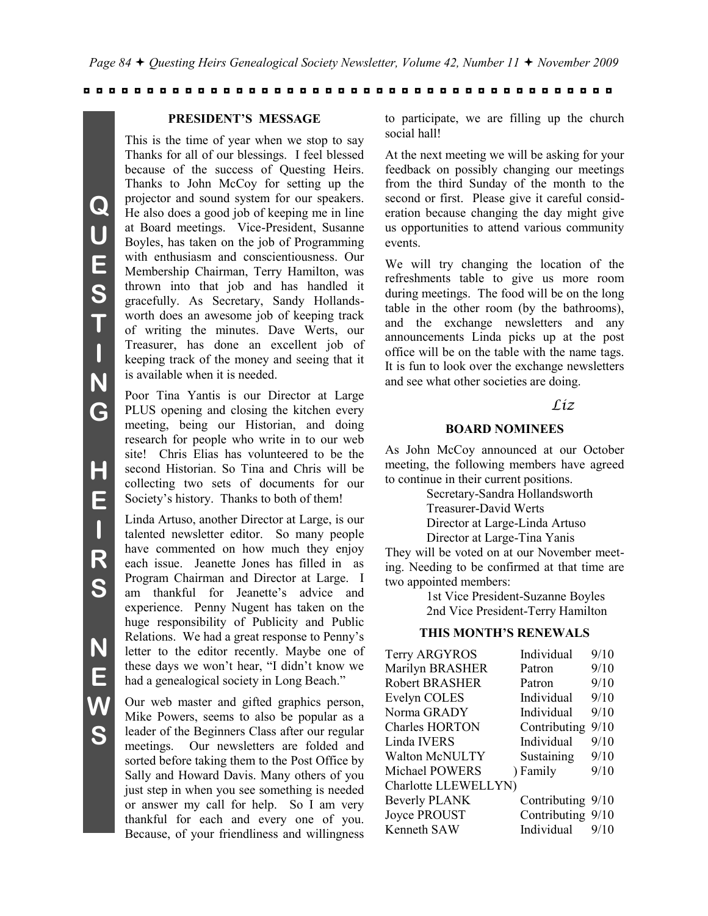## PRESIDENT'S MESSAGE

This is the time of year when we stop to say Thanks for all of our blessings. I feel blessed because of the success of Questing Heirs. Thanks to John McCoy for setting up the projector and sound system for our speakers. He also does a good job of keeping me in line at Board meetings. Vice-President, Susanne Boyles, has taken on the job of Programming with enthusiasm and conscientiousness. Our Membership Chairman, Terry Hamilton, was thrown into that job and has handled it gracefully. As Secretary, Sandy Hollandsworth does an awesome job of keeping track of writing the minutes. Dave Werts, our Treasurer, has done an excellent job of keeping track of the money and seeing that it is available when it is needed.

Poor Tina Yantis is our Director at Large PLUS opening and closing the kitchen every meeting, being our Historian, and doing research for people who write in to our web site! Chris Elias has volunteered to be the second Historian. So Tina and Chris will be collecting two sets of documents for our Society's history. Thanks to both of them!

Linda Artuso, another Director at Large, is our talented newsletter editor. So many people have commented on how much they enjoy each issue. Jeanette Jones has filled in as Program Chairman and Director at Large. I am thankful for Jeanette's advice and experience. Penny Nugent has taken on the huge responsibility of Publicity and Public Relations. We had a great response to Penny's letter to the editor recently. Maybe one of these days we won't hear, "I didn't know we had a genealogical society in Long Beach."

Our web master and gifted graphics person, Mike Powers, seems to also be popular as a leader of the Beginners Class after our regular meetings. Our newsletters are folded and sorted before taking them to the Post Office by Sally and Howard Davis. Many others of you just step in when you see something is needed or answer my call for help. So I am very thankful for each and every one of you. Because, of your friendliness and willingness to participate, we are filling up the church social hall!

At the next meeting we will be asking for your feedback on possibly changing our meetings from the third Sunday of the month to the second or first. Please give it careful consideration because changing the day might give us opportunities to attend various community events.

We will try changing the location of the refreshments table to give us more room during meetings. The food will be on the long table in the other room (by the bathrooms), and the exchange newsletters and any announcements Linda picks up at the post office will be on the table with the name tags. It is fun to look over the exchange newsletters and see what other societies are doing.

*Liz*

## BOARD NOMINEES

As John McCoy announced at our October meeting, the following members have agreed to continue in their current positions.

Secretary-Sandra Hollandsworth
Treasurer-David Werts
Director at Large-Linda Artuso
Director at Large-Tina Yanis

They will be voted on at our November meeting. Needing to be confirmed at that time are two appointed members:

1st Vice President-Suzanne Boyles
2nd Vice President-Terry Hamilton

## THIS MONTH'S RENEWALS

| Name | Membership | Expires |
|---|---|---|
| Terry ARGYROS | Individual | 9/10 |
| Marilyn BRASHER | Patron | 9/10 |
| Robert BRASHER | Patron | 9/10 |
| Evelyn COLES | Individual | 9/10 |
| Norma GRADY | Individual | 9/10 |
| Charles HORTON | Contributing | 9/10 |
| Linda IVERS | Individual | 9/10 |
| Walton McNULTY | Sustaining | 9/10 |
| Michael POWERS ) Charlotte LLEWELLYN) | Family | 9/10 |
| Beverly PLANK | Contributing | 9/10 |
| Joyce PROUST | Contributing | 9/10 |
| Kenneth SAW | Individual | 9/10 |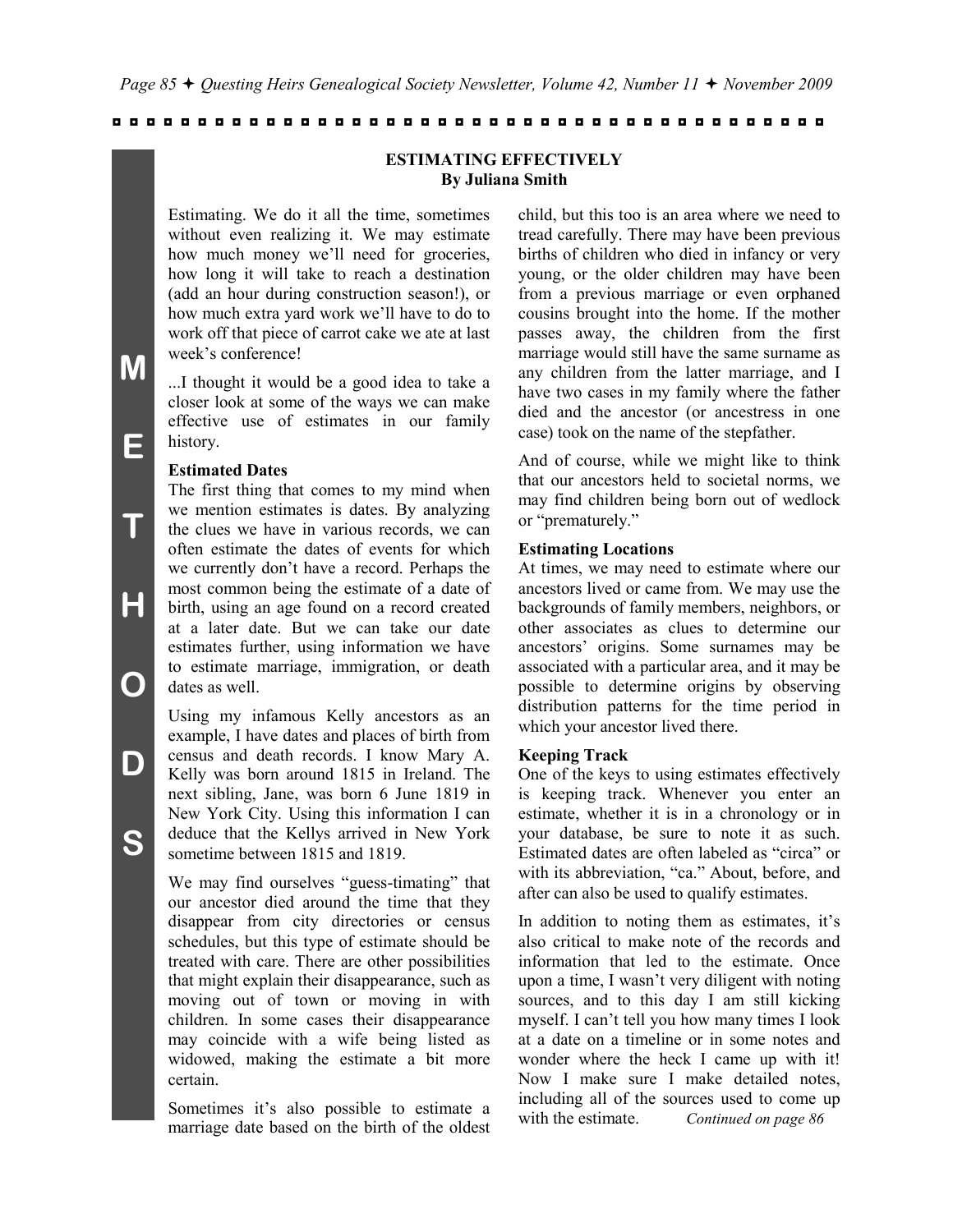## ESTIMATING EFFECTIVELY
**By Juliana Smith**

Estimating. We do it all the time, sometimes without even realizing it. We may estimate how much money we'll need for groceries, how long it will take to reach a destination (add an hour during construction season!), or how much extra yard work we'll have to do to work off that piece of carrot cake we ate at last week's conference!

...I thought it would be a good idea to take a closer look at some of the ways we can make effective use of estimates in our family history.

**Estimated Dates**

The first thing that comes to my mind when we mention estimates is dates. By analyzing the clues we have in various records, we can often estimate the dates of events for which we currently don't have a record. Perhaps the most common being the estimate of a date of birth, using an age found on a record created at a later date. But we can take our date estimates further, using information we have to estimate marriage, immigration, or death dates as well.

Using my infamous Kelly ancestors as an example, I have dates and places of birth from census and death records. I know Mary A. Kelly was born around 1815 in Ireland. The next sibling, Jane, was born 6 June 1819 in New York City. Using this information I can deduce that the Kellys arrived in New York sometime between 1815 and 1819.

We may find ourselves "guess-timating" that our ancestor died around the time that they disappear from city directories or census schedules, but this type of estimate should be treated with care. There are other possibilities that might explain their disappearance, such as moving out of town or moving in with children. In some cases their disappearance may coincide with a wife being listed as widowed, making the estimate a bit more certain.

Sometimes it's also possible to estimate a marriage date based on the birth of the oldest child, but this too is an area where we need to tread carefully. There may have been previous births of children who died in infancy or very young, or the older children may have been from a previous marriage or even orphaned cousins brought into the home. If the mother passes away, the children from the first marriage would still have the same surname as any children from the latter marriage, and I have two cases in my family where the father died and the ancestor (or ancestress in one case) took on the name of the stepfather.

And of course, while we might like to think that our ancestors held to societal norms, we may find children being born out of wedlock or "prematurely."

**Estimating Locations**

At times, we may need to estimate where our ancestors lived or came from. We may use the backgrounds of family members, neighbors, or other associates as clues to determine our ancestors' origins. Some surnames may be associated with a particular area, and it may be possible to determine origins by observing distribution patterns for the time period in which your ancestor lived there.

**Keeping Track**

One of the keys to using estimates effectively is keeping track. Whenever you enter an estimate, whether it is in a chronology or in your database, be sure to note it as such. Estimated dates are often labeled as "circa" or with its abbreviation, "ca." About, before, and after can also be used to qualify estimates.

In addition to noting them as estimates, it's also critical to make note of the records and information that led to the estimate. Once upon a time, I wasn't very diligent with noting sources, and to this day I am still kicking myself. I can't tell you how many times I look at a date on a timeline or in some notes and wonder where the heck I came up with it! Now I make sure I make detailed notes, including all of the sources used to come up with the estimate. *Continued on page 86*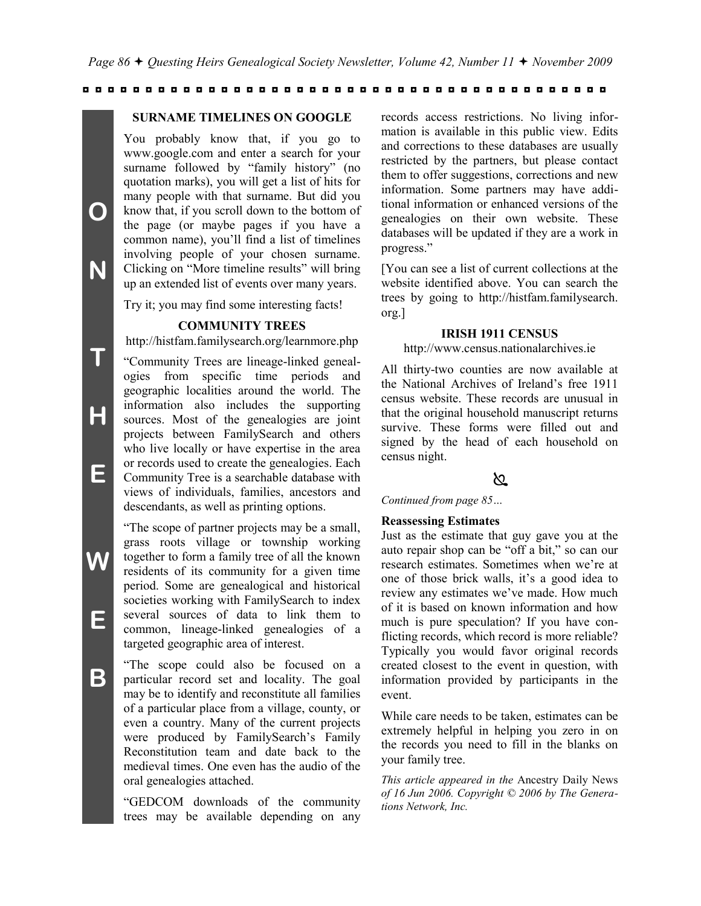## SURNAME TIMELINES ON GOOGLE

You probably know that, if you go to www.google.com and enter a search for your surname followed by "family history" (no quotation marks), you will get a list of hits for many people with that surname. But did you know that, if you scroll down to the bottom of the page (or maybe pages if you have a common name), you'll find a list of timelines involving people of your chosen surname. Clicking on "More timeline results" will bring up an extended list of events over many years.

Try it; you may find some interesting facts!

## COMMUNITY TREES

http://histfam.familysearch.org/learnmore.php

"Community Trees are lineage-linked genealogies from specific time periods and geographic localities around the world. The information also includes the supporting sources. Most of the genealogies are joint projects between FamilySearch and others who live locally or have expertise in the area or records used to create the genealogies. Each Community Tree is a searchable database with views of individuals, families, ancestors and descendants, as well as printing options.

"The scope of partner projects may be a small, grass roots village or township working together to form a family tree of all the known residents of its community for a given time period. Some are genealogical and historical societies working with FamilySearch to index several sources of data to link them to common, lineage-linked genealogies of a targeted geographic area of interest.

"The scope could also be focused on a particular record set and locality. The goal may be to identify and reconstitute all families of a particular place from a village, county, or even a country. Many of the current projects were produced by FamilySearch's Family Reconstitution team and date back to the medieval times. One even has the audio of the oral genealogies attached.

"GEDCOM downloads of the community trees may be available depending on any records access restrictions. No living information is available in this public view. Edits and corrections to these databases are usually restricted by the partners, but please contact them to offer suggestions, corrections and new information. Some partners may have additional information or enhanced versions of the genealogies on their own website. These databases will be updated if they are a work in progress."

[You can see a list of current collections at the website identified above. You can search the trees by going to http://histfam.familysearch.org.]

## IRISH 1911 CENSUS

http://www.census.nationalarchives.ie

All thirty-two counties are now available at the National Archives of Ireland's free 1911 census website. These records are unusual in that the original household manuscript returns survive. These forms were filled out and signed by the head of each household on census night.

*Continued from page 85…*

**Reassessing Estimates**

Just as the estimate that guy gave you at the auto repair shop can be "off a bit," so can our research estimates. Sometimes when we're at one of those brick walls, it's a good idea to review any estimates we've made. How much of it is based on known information and how much is pure speculation? If you have conflicting records, which record is more reliable? Typically you would favor original records created closest to the event in question, with information provided by participants in the event.

While care needs to be taken, estimates can be extremely helpful in helping you zero in on the records you need to fill in the blanks on your family tree.

*This article appeared in the* Ancestry Daily News *of 16 Jun 2006. Copyright © 2006 by The Generations Network, Inc.*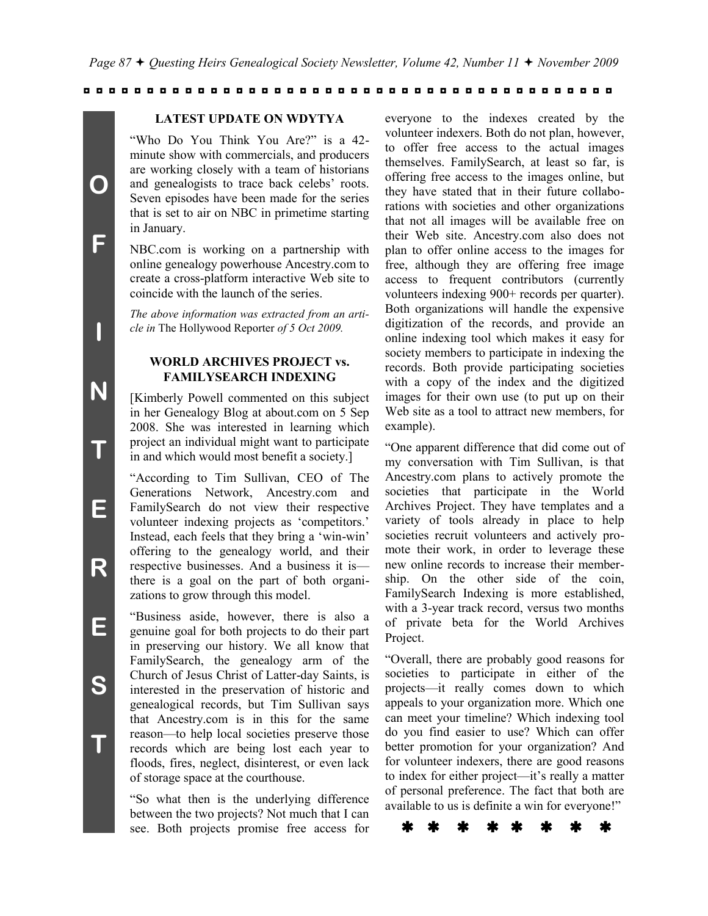## LATEST UPDATE ON WDYTYA

"Who Do You Think You Are?" is a 42-minute show with commercials, and producers are working closely with a team of historians and genealogists to trace back celebs' roots. Seven episodes have been made for the series that is set to air on NBC in primetime starting in January.

NBC.com is working on a partnership with online genealogy powerhouse Ancestry.com to create a cross-platform interactive Web site to coincide with the launch of the series.

*The above information was extracted from an article in* The Hollywood Reporter *of 5 Oct 2009.*

## WORLD ARCHIVES PROJECT vs. FAMILYSEARCH INDEXING

[Kimberly Powell commented on this subject in her Genealogy Blog at about.com on 5 Sep 2008. She was interested in learning which project an individual might want to participate in and which would most benefit a society.]

"According to Tim Sullivan, CEO of The Generations Network, Ancestry.com and FamilySearch do not view their respective volunteer indexing projects as 'competitors.' Instead, each feels that they bring a 'win-win' offering to the genealogy world, and their respective businesses. And a business it is—there is a goal on the part of both organizations to grow through this model.

"Business aside, however, there is also a genuine goal for both projects to do their part in preserving our history. We all know that FamilySearch, the genealogy arm of the Church of Jesus Christ of Latter-day Saints, is interested in the preservation of historic and genealogical records, but Tim Sullivan says that Ancestry.com is in this for the same reason—to help local societies preserve those records which are being lost each year to floods, fires, neglect, disinterest, or even lack of storage space at the courthouse.

"So what then is the underlying difference between the two projects? Not much that I can see. Both projects promise free access for everyone to the indexes created by the volunteer indexers. Both do not plan, however, to offer free access to the actual images themselves. FamilySearch, at least so far, is offering free access to the images online, but they have stated that in their future collaborations with societies and other organizations that not all images will be available free on their Web site. Ancestry.com also does not plan to offer online access to the images for free, although they are offering free image access to frequent contributors (currently volunteers indexing 900+ records per quarter). Both organizations will handle the expensive digitization of the records, and provide an online indexing tool which makes it easy for society members to participate in indexing the records. Both provide participating societies with a copy of the index and the digitized images for their own use (to put up on their Web site as a tool to attract new members, for example).

"One apparent difference that did come out of my conversation with Tim Sullivan, is that Ancestry.com plans to actively promote the societies that participate in the World Archives Project. They have templates and a variety of tools already in place to help societies recruit volunteers and actively promote their work, in order to leverage these new online records to increase their membership. On the other side of the coin, FamilySearch Indexing is more established, with a 3-year track record, versus two months of private beta for the World Archives Project.

"Overall, there are probably good reasons for societies to participate in either of the projects—it really comes down to which appeals to your organization more. Which one can meet your timeline? Which indexing tool do you find easier to use? Which can offer better promotion for your organization? And for volunteer indexers, there are good reasons to index for either project—it's really a matter of personal preference. The fact that both are available to us is definite a win for everyone!"

* * * * * * * *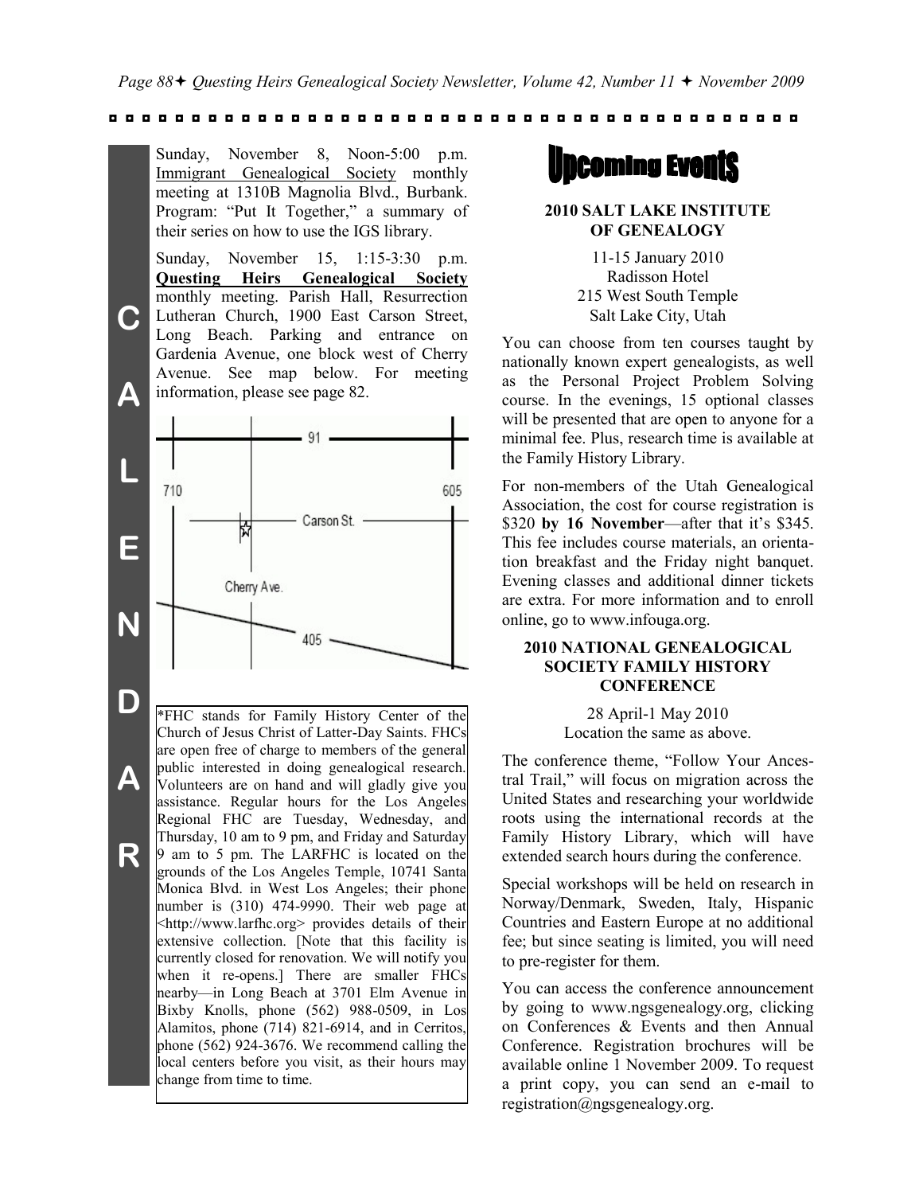# CALENDAR

Sunday, November 8, Noon-5:00 p.m. Immigrant Genealogical Society monthly meeting at 1310B Magnolia Blvd., Burbank. Program: "Put It Together," a summary of their series on how to use the IGS library.

Sunday, November 15, 1:15-3:30 p.m. **Questing Heirs Genealogical Society** monthly meeting. Parish Hall, Resurrection Lutheran Church, 1900 East Carson Street, Long Beach. Parking and entrance on Gardenia Avenue, one block west of Cherry Avenue. See map below. For meeting information, please see page 82.

91
710
605
Carson St.
Cherry Ave.
405

*FHC stands for Family History Center of the Church of Jesus Christ of Latter-Day Saints. FHCs are open free of charge to members of the general public interested in doing genealogical research. Volunteers are on hand and will gladly give you assistance. Regular hours for the Los Angeles Regional FHC are Tuesday, Wednesday, and Thursday, 10 am to 9 pm, and Friday and Saturday 9 am to 5 pm. The LARFHC is located on the grounds of the Los Angeles Temple, 10741 Santa Monica Blvd. in West Los Angeles; their phone number is (310) 474-9990. Their web page at <http://www.larfhc.org> provides details of their extensive collection. [Note that this facility is currently closed for renovation. We will notify you when it re-opens.] There are smaller FHCs nearby—in Long Beach at 3701 Elm Avenue in Bixby Knolls, phone (562) 988-0509, in Los Alamitos, phone (714) 821-6914, and in Cerritos, phone (562) 924-3676. We recommend calling the local centers before you visit, as their hours may change from time to time.

# Upcoming Events

### 2010 SALT LAKE INSTITUTE OF GENEALOGY

11-15 January 2010
Radisson Hotel
215 West South Temple
Salt Lake City, Utah

You can choose from ten courses taught by nationally known expert genealogists, as well as the Personal Project Problem Solving course. In the evenings, 15 optional classes will be presented that are open to anyone for a minimal fee. Plus, research time is available at the Family History Library.

For non-members of the Utah Genealogical Association, the cost for course registration is $320 **by 16 November**—after that it's $345. This fee includes course materials, an orientation breakfast and the Friday night banquet. Evening classes and additional dinner tickets are extra. For more information and to enroll online, go to www.infouga.org.

### 2010 NATIONAL GENEALOGICAL SOCIETY FAMILY HISTORY CONFERENCE

28 April-1 May 2010
Location the same as above.

The conference theme, "Follow Your Ancestral Trail," will focus on migration across the United States and researching your worldwide roots using the international records at the Family History Library, which will have extended search hours during the conference.

Special workshops will be held on research in Norway/Denmark, Sweden, Italy, Hispanic Countries and Eastern Europe at no additional fee; but since seating is limited, you will need to pre-register for them.

You can access the conference announcement by going to www.ngsgenealogy.org, clicking on Conferences & Events and then Annual Conference. Registration brochures will be available online 1 November 2009. To request a print copy, you can send an e-mail to registration@ngsgenealogy.org.